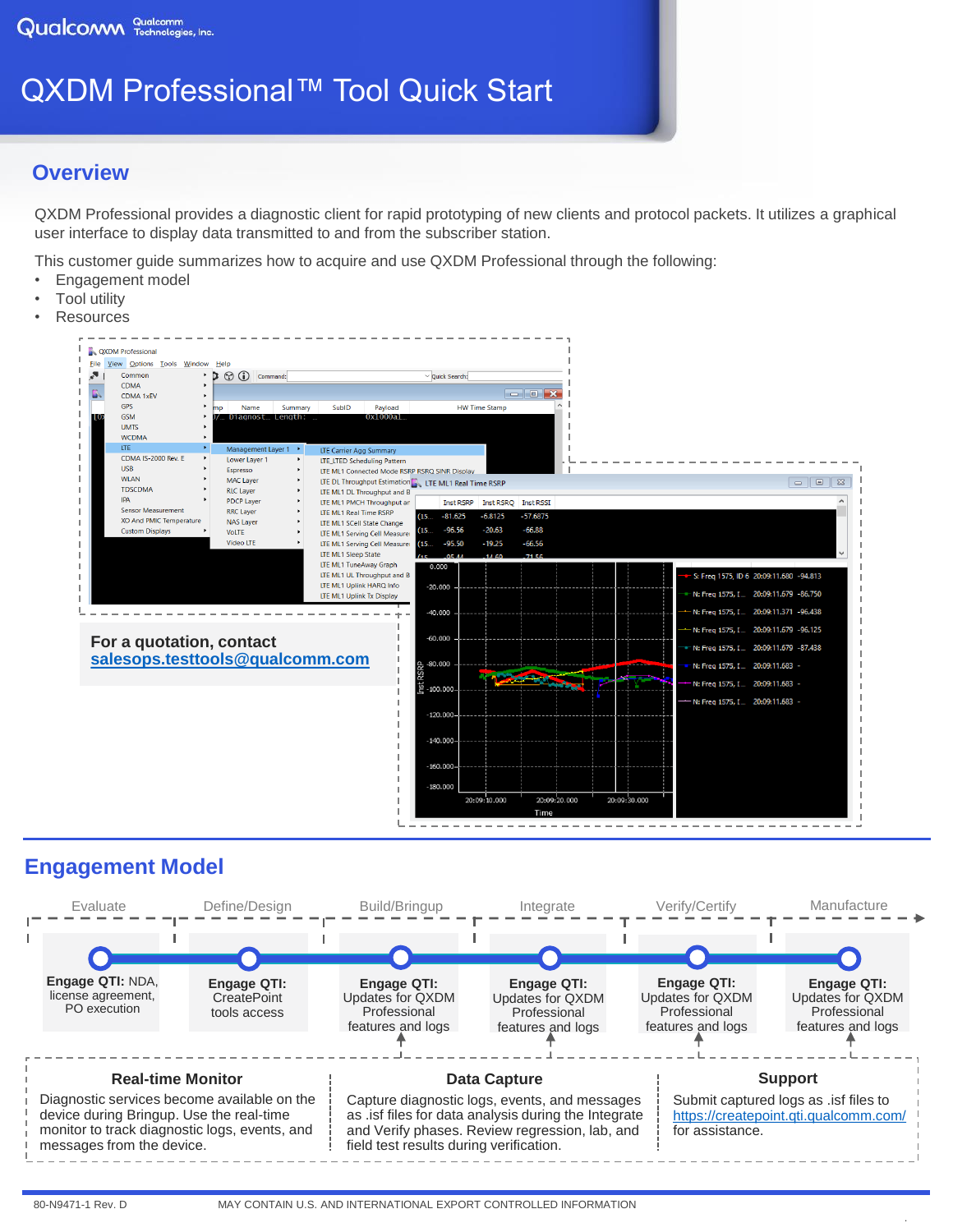# QXDM Professional™ Tool Quick Start

## Overview

QXDM Professional provides a diagnostic client for rapid prototyping of new clients and protocol packets. It utilizes a graphical user interface to display data transmitted to and from the subscriber station.

This customer guide summarizes how to acquire and use QXDM Professional through the following:

- Engagement model
- Tool utility
- Resources

**For a quotation, contact**
**salesops.testtools@qualcomm.com**

## Engagement Model

| Evaluate | Define/Design | Build/Bringup | Integrate | Verify/Certify | Manufacture |
|---|---|---|---|---|---|
| **Engage QTI:** NDA, license agreement, PO execution | **Engage QTI:** CreatePoint tools access | **Engage QTI:** Updates for QXDM Professional features and logs | **Engage QTI:** Updates for QXDM Professional features and logs | **Engage QTI:** Updates for QXDM Professional features and logs | **Engage QTI:** Updates for QXDM Professional features and logs |

### Real-time Monitor

Diagnostic services become available on the device during Bringup. Use the real-time monitor to track diagnostic logs, events, and messages from the device.

### Data Capture

Capture diagnostic logs, events, and messages as .isf files for data analysis during the Integrate and Verify phases. Review regression, lab, and field test results during verification.

### Support

Submit captured logs as .isf files to https://createpoint.qti.qualcomm.com/ for assistance.

80-N9471-1 Rev. D    MAY CONTAIN U.S. AND INTERNATIONAL EXPORT CONTROLLED INFORMATION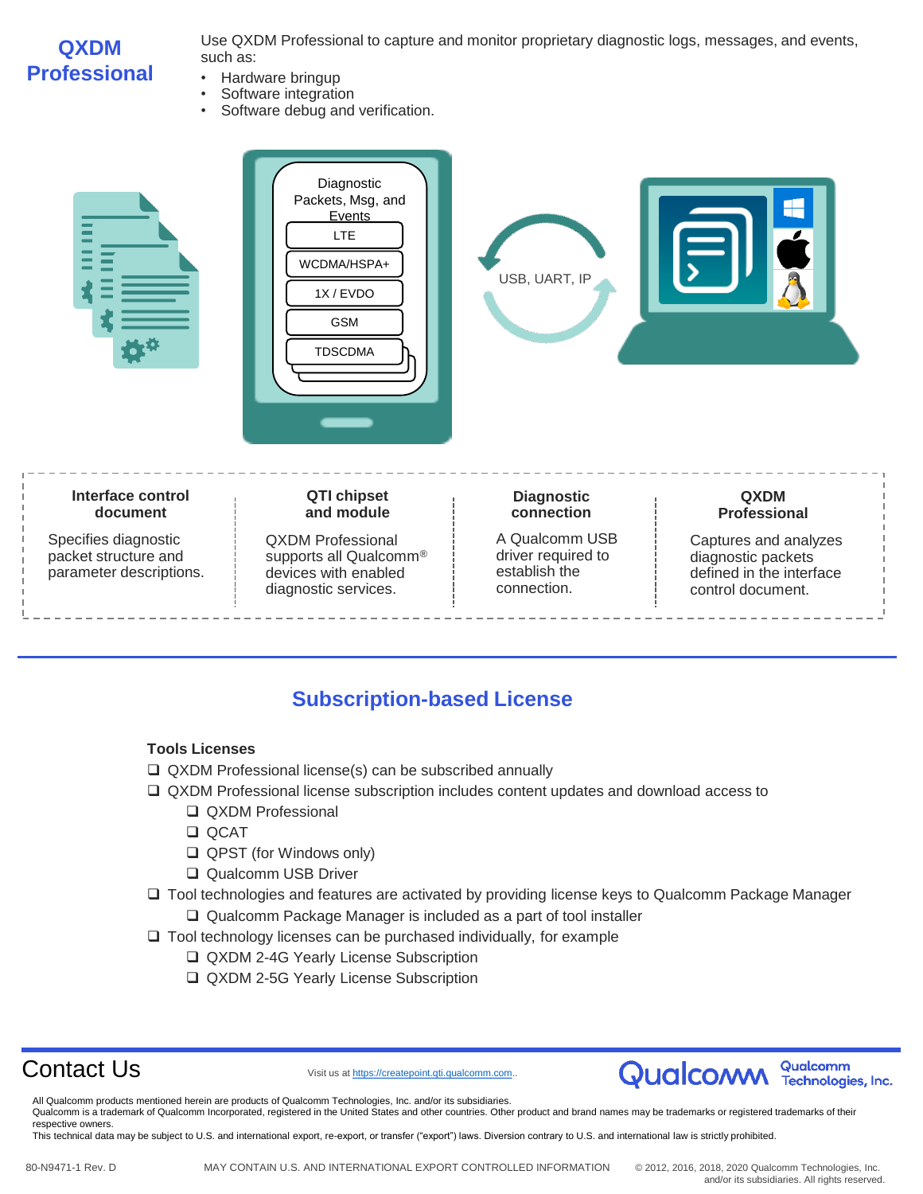## QXDM Professional

Use QXDM Professional to capture and monitor proprietary diagnostic logs, messages, and events, such as:

- Hardware bringup
- Software integration
- Software debug and verification.

Diagnostic Packets, Msg, and Events

LTE

WCDMA/HSPA+

1X / EVDO

GSM

TDSCDMA

USB, UART, IP

| Interface control document | QTI chipset and module | Diagnostic connection | QXDM Professional |
| --- | --- | --- | --- |
| Specifies diagnostic packet structure and parameter descriptions. | QXDM Professional supports all Qualcomm® devices with enabled diagnostic services. | A Qualcomm USB driver required to establish the connection. | Captures and analyzes diagnostic packets defined in the interface control document. |

## Subscription-based License

**Tools Licenses**

- ❑ QXDM Professional license(s) can be subscribed annually
- ❑ QXDM Professional license subscription includes content updates and download access to
  - ❑ QXDM Professional
  - ❑ QCAT
  - ❑ QPST (for Windows only)
  - ❑ Qualcomm USB Driver
- ❑ Tool technologies and features are activated by providing license keys to Qualcomm Package Manager
  - ❑ Qualcomm Package Manager is included as a part of tool installer
- ❑ Tool technology licenses can be purchased individually, for example
  - ❑ QXDM 2-4G Yearly License Subscription
  - ❑ QXDM 2-5G Yearly License Subscription

## Contact Us

Visit us at https://createpoint.qti.qualcomm.com..

Qualcomm Technologies, Inc.

All Qualcomm products mentioned herein are products of Qualcomm Technologies, Inc. and/or its subsidiaries.
Qualcomm is a trademark of Qualcomm Incorporated, registered in the United States and other countries. Other product and brand names may be trademarks or registered trademarks of their respective owners.
This technical data may be subject to U.S. and international export, re-export, or transfer ("export") laws. Diversion contrary to U.S. and international law is strictly prohibited.

80-N9471-1 Rev. D    MAY CONTAIN U.S. AND INTERNATIONAL EXPORT CONTROLLED INFORMATION    © 2012, 2016, 2018, 2020 Qualcomm Technologies, Inc. and/or its subsidiaries. All rights reserved.